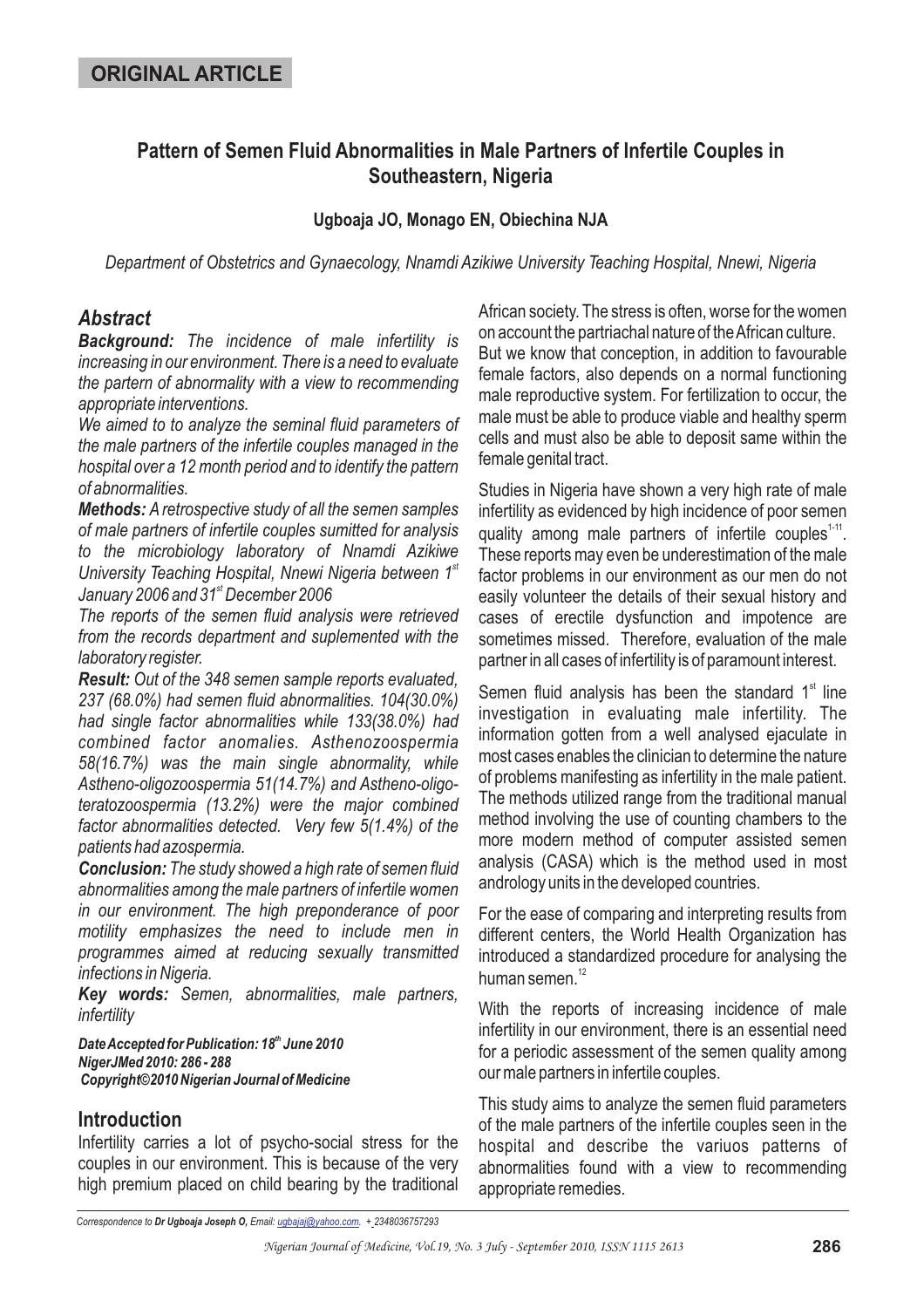**ORIGINAL ARTICLE**

# Pattern of Semen Fluid Abnormalities in Male Partners of Infertile Couples in Southeastern, Nigeria

**Ugboaja JO, Monago EN, Obiechina NJA**

*Department of Obstetrics and Gynaecology, Nnamdi Azikiwe University Teaching Hospital, Nnewi, Nigeria*

## *Abstract*

***Background:*** *The incidence of male infertility is increasing in our environment. There is a need to evaluate the partern of abnormality with a view to recommending appropriate interventions.*

*We aimed to to analyze the seminal fluid parameters of the male partners of the infertile couples managed in the hospital over a 12 month period and to identify the pattern of abnormalities.*

***Methods:*** *A retrospective study of all the semen samples of male partners of infertile couples sumitted for analysis to the microbiology laboratory of Nnamdi Azikiwe University Teaching Hospital, Nnewi Nigeria between 1st January 2006 and 31st December 2006*

*The reports of the semen fluid analysis were retrieved from the records department and suplemented with the laboratory register.*

***Result:*** *Out of the 348 semen sample reports evaluated, 237 (68.0%) had semen fluid abnormalities. 104(30.0%) had single factor abnormalities while 133(38.0%) had combined factor anomalies. Asthenozoospermia 58(16.7%) was the main single abnormality, while Astheno-oligozoospermia 51(14.7%) and Astheno-oligo-teratozoospermia (13.2%) were the major combined factor abnormalities detected. Very few 5(1.4%) of the patients had azospermia.*

***Conclusion:*** *The study showed a high rate of semen fluid abnormalities among the male partners of infertile women in our environment. The high preponderance of poor motility emphasizes the need to include men in programmes aimed at reducing sexually transmitted infections in Nigeria.*

***Key words:*** *Semen, abnormalities, male partners, infertility*

***Date Accepted for Publication: 18th June 2010***
***NigerJMed 2010: 286 - 288***
***Copyright©2010 Nigerian Journal of Medicine***

## Introduction

Infertility carries a lot of psycho-social stress for the couples in our environment. This is because of the very high premium placed on child bearing by the traditional African society. The stress is often, worse for the women on account the partriachal nature of the African culture. But we know that conception, in addition to favourable female factors, also depends on a normal functioning male reproductive system. For fertilization to occur, the male must be able to produce viable and healthy sperm cells and must also be able to deposit same within the female genital tract.

Studies in Nigeria have shown a very high rate of male infertility as evidenced by high incidence of poor semen quality among male partners of infertile couples[1-11]. These reports may even be underestimation of the male factor problems in our environment as our men do not easily volunteer the details of their sexual history and cases of erectile dysfunction and impotence are sometimes missed. Therefore, evaluation of the male partner in all cases of infertility is of paramount interest.

Semen fluid analysis has been the standard 1st line investigation in evaluating male infertility. The information gotten from a well analysed ejaculate in most cases enables the clinician to determine the nature of problems manifesting as infertility in the male patient. The methods utilized range from the traditional manual method involving the use of counting chambers to the more modern method of computer assisted semen analysis (CASA) which is the method used in most andrology units in the developed countries.

For the ease of comparing and interpreting results from different centers, the World Health Organization has introduced a standardized procedure for analysing the human semen.[12]

With the reports of increasing incidence of male infertility in our environment, there is an essential need for a periodic assessment of the semen quality among our male partners in infertile couples.

This study aims to analyze the semen fluid parameters of the male partners of the infertile couples seen in the hospital and describe the variuos patterns of abnormalities found with a view to recommending appropriate remedies.

Correspondence to **Dr Ugboaja Joseph O,** Email: ugbajaj@yahoo.com. + 2348036757293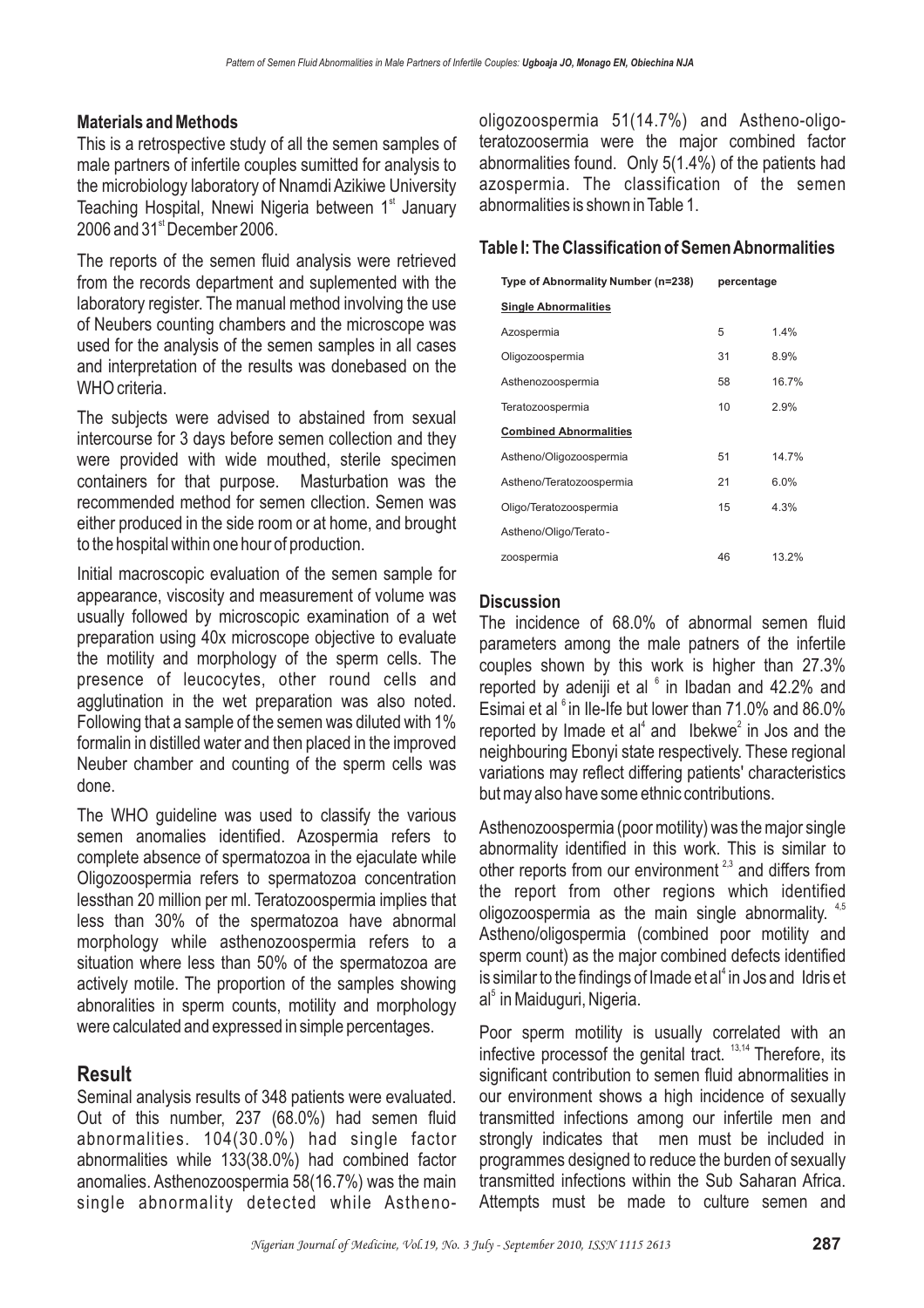## Materials and Methods

This is a retrospective study of all the semen samples of male partners of infertile couples sumitted for analysis to the microbiology laboratory of Nnamdi Azikiwe University Teaching Hospital, Nnewi Nigeria between 1st January 2006 and 31st December 2006.

The reports of the semen fluid analysis were retrieved from the records department and suplemented with the laboratory register. The manual method involving the use of Neubers counting chambers and the microscope was used for the analysis of the semen samples in all cases and interpretation of the results was donebased on the WHO criteria.

The subjects were advised to abstained from sexual intercourse for 3 days before semen collection and they were provided with wide mouthed, sterile specimen containers for that purpose. Masturbation was the recommended method for semen cllection. Semen was either produced in the side room or at home, and brought to the hospital within one hour of production.

Initial macroscopic evaluation of the semen sample for appearance, viscosity and measurement of volume was usually followed by microscopic examination of a wet preparation using 40x microscope objective to evaluate the motility and morphology of the sperm cells. The presence of leucocytes, other round cells and agglutination in the wet preparation was also noted. Following that a sample of the semen was diluted with 1% formalin in distilled water and then placed in the improved Neuber chamber and counting of the sperm cells was done.

The WHO guideline was used to classify the various semen anomalies identified. Azospermia refers to complete absence of spermatozoa in the ejaculate while Oligozoospermia refers to spermatozoa concentration lessthan 20 million per ml. Teratozoospermia implies that less than 30% of the spermatozoa have abnormal morphology while asthenozoospermia refers to a situation where less than 50% of the spermatozoa are actively motile. The proportion of the samples showing abnoralities in sperm counts, motility and morphology were calculated and expressed in simple percentages.

## Result

Seminal analysis results of 348 patients were evaluated. Out of this number, 237 (68.0%) had semen fluid abnormalities. 104(30.0%) had single factor abnormalities while 133(38.0%) had combined factor anomalies. Asthenozoospermia 58(16.7%) was the main single abnormality detected while Astheno-oligozoospermia 51(14.7%) and Astheno-oligo-teratozoospermia were the major combined factor abnormalities found. Only 5(1.4%) of the patients had azospermia. The classification of the semen abnormalities is shown in Table 1.

**Table I: The Classification of Semen Abnormalities**

| Type of Abnormality Number (n=238) | percentage | |
|---|---|---|
| **Single Abnormalities** | | |
| Azospermia | 5 | 1.4% |
| Oligozoospermia | 31 | 8.9% |
| Asthenozoospermia | 58 | 16.7% |
| Teratozoospermia | 10 | 2.9% |
| **Combined Abnormalities** | | |
| Astheno/Oligozoospermia | 51 | 14.7% |
| Astheno/Teratozoospermia | 21 | 6.0% |
| Oligo/Teratozoospermia | 15 | 4.3% |
| Astheno/Oligo/Terato-zoospermia | 46 | 13.2% |

## Discussion

The incidence of 68.0% of abnormal semen fluid parameters among the male patners of the infertile couples shown by this work is higher than 27.3% reported by adeniji et al [6] in Ibadan and 42.2% and Esimai et al [6] in Ile-Ife but lower than 71.0% and 86.0% reported by Imade et al[4] and Ibekwe[2] in Jos and the neighbouring Ebonyi state respectively. These regional variations may reflect differing patients' characteristics but may also have some ethnic contributions.

Asthenozoospermia (poor motility) was the major single abnormality identified in this work. This is similar to other reports from our environment [2,3] and differs from the report from other regions which identified oligozoospermia as the main single abnormality. [4,5] Astheno/oligospermia (combined poor motility and sperm count) as the major combined defects identified is similar to the findings of Imade et al[4] in Jos and Idris et al[5] in Maiduguri, Nigeria.

Poor sperm motility is usually correlated with an infective processof the genital tract. [13,14] Therefore, its significant contribution to semen fluid abnormalities in our environment shows a high incidence of sexually transmitted infections among our infertile men and strongly indicates that men must be included in programmes designed to reduce the burden of sexually transmitted infections within the Sub Saharan Africa. Attempts must be made to culture semen and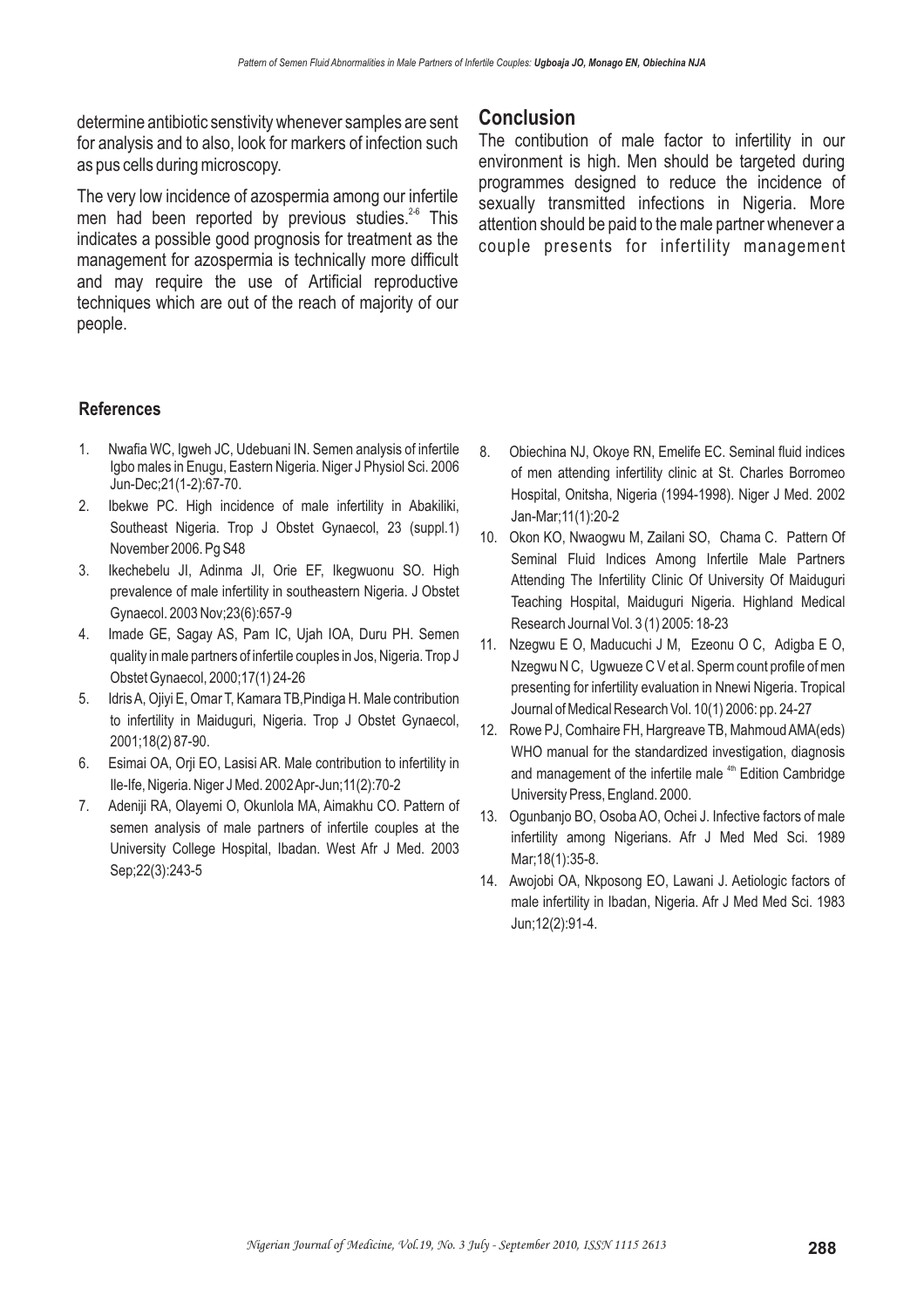determine antibiotic senstivity whenever samples are sent for analysis and to also, look for markers of infection such as pus cells during microscopy.

The very low incidence of azospermia among our infertile men had been reported by previous studies.[2-6] This indicates a possible good prognosis for treatment as the management for azospermia is technically more difficult and may require the use of Artificial reproductive techniques which are out of the reach of majority of our people.

## Conclusion

The contibution of male factor to infertility in our environment is high. Men should be targeted during programmes designed to reduce the incidence of sexually transmitted infections in Nigeria. More attention should be paid to the male partner whenever a couple presents for infertility management

## References

1. Nwafia WC, Igweh JC, Udebuani IN. Semen analysis of infertile Igbo males in Enugu, Eastern Nigeria. Niger J Physiol Sci. 2006 Jun-Dec;21(1-2):67-70.
2. Ibekwe PC. High incidence of male infertility in Abakiliki, Southeast Nigeria. Trop J Obstet Gynaecol, 23 (suppl.1) November 2006. Pg S48
3. Ikechebelu JI, Adinma JI, Orie EF, Ikegwuonu SO. High prevalence of male infertility in southeastern Nigeria. J Obstet Gynaecol. 2003 Nov;23(6):657-9
4. Imade GE, Sagay AS, Pam IC, Ujah IOA, Duru PH. Semen quality in male partners of infertile couples in Jos, Nigeria. Trop J Obstet Gynaecol, 2000;17(1) 24-26
5. Idris A, Ojiyi E, Omar T, Kamara TB,Pindiga H. Male contribution to infertility in Maiduguri, Nigeria. Trop J Obstet Gynaecol, 2001;18(2) 87-90.
6. Esimai OA, Orji EO, Lasisi AR. Male contribution to infertility in Ile-Ife, Nigeria. Niger J Med. 2002 Apr-Jun;11(2):70-2
7. Adeniji RA, Olayemi O, Okunlola MA, Aimakhu CO. Pattern of semen analysis of male partners of infertile couples at the University College Hospital, Ibadan. West Afr J Med. 2003 Sep;22(3):243-5
8. Obiechina NJ, Okoye RN, Emelife EC. Seminal fluid indices of men attending infertility clinic at St. Charles Borromeo Hospital, Onitsha, Nigeria (1994-1998). Niger J Med. 2002 Jan-Mar;11(1):20-2
10. Okon KO, Nwaogwu M, Zailani SO, Chama C. Pattern Of Seminal Fluid Indices Among Infertile Male Partners Attending The Infertility Clinic Of University Of Maiduguri Teaching Hospital, Maiduguri Nigeria. Highland Medical Research Journal Vol. 3 (1) 2005: 18-23
11. Nzegwu E O, Maducuchi J M, Ezeonu O C, Adigba E O, Nzegwu N C, Ugwueze C V et al. Sperm count profile of men presenting for infertility evaluation in Nnewi Nigeria. Tropical Journal of Medical Research Vol. 10(1) 2006: pp. 24-27
12. Rowe PJ, Comhaire FH, Hargreave TB, Mahmoud AMA(eds) WHO manual for the standardized investigation, diagnosis and management of the infertile male 4th Edition Cambridge University Press, England. 2000.
13. Ogunbanjo BO, Osoba AO, Ochei J. Infective factors of male infertility among Nigerians. Afr J Med Med Sci. 1989 Mar;18(1):35-8.
14. Awojobi OA, Nkposong EO, Lawani J. Aetiologic factors of male infertility in Ibadan, Nigeria. Afr J Med Med Sci. 1983 Jun;12(2):91-4.